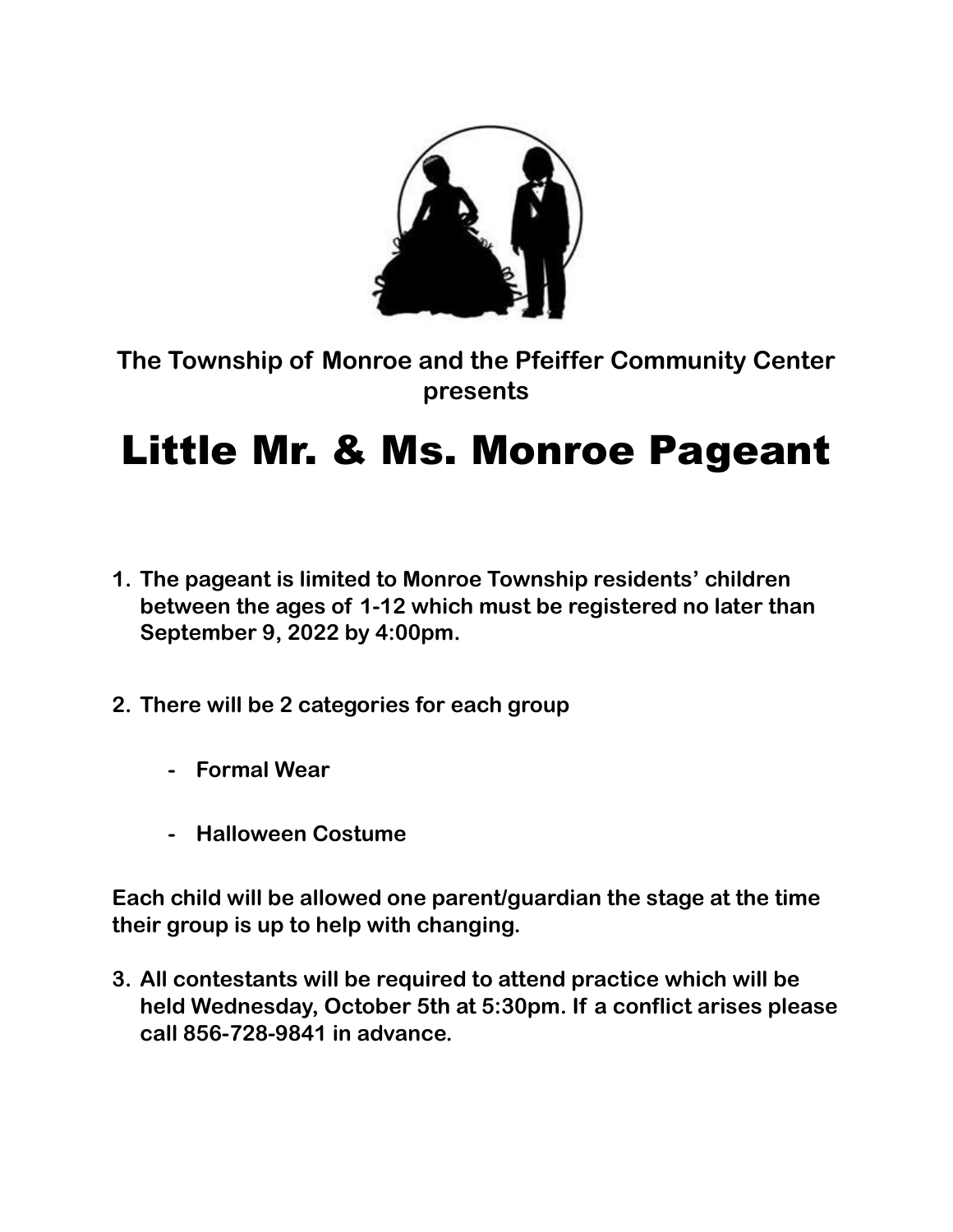**The Township of Monroe and the Pfeiffer Community Center presents**

# Little Mr. & Ms. Monroe Pageant

1. **The pageant is limited to Monroe Township residents' children between the ages of 1-12 which must be registered no later than September 9, 2022 by 4:00pm.**

2. **There will be 2 categories for each group**

    - **Formal Wear**
    - **Halloween Costume**

**Each child will be allowed one parent/guardian the stage at the time their group is up to help with changing.**

3. **All contestants will be required to attend practice which will be held Wednesday, October 5th at 5:30pm. If a conflict arises please call 856-728-9841 in advance.**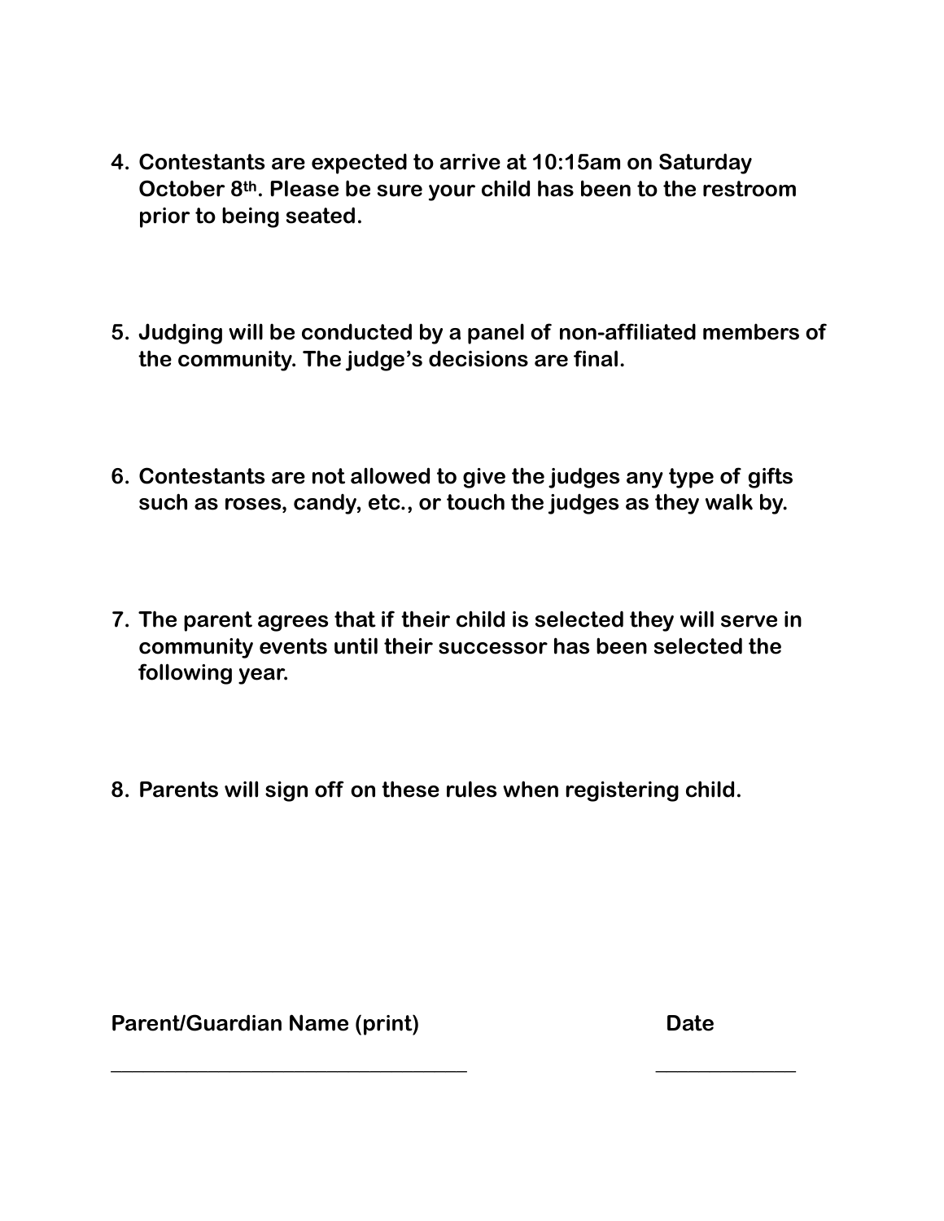4. **Contestants are expected to arrive at 10:15am on Saturday October 8th. Please be sure your child has been to the restroom prior to being seated.**

5. **Judging will be conducted by a panel of non-affiliated members of the community. The judge's decisions are final.**

6. **Contestants are not allowed to give the judges any type of gifts such as roses, candy, etc., or touch the judges as they walk by.**

7. **The parent agrees that if their child is selected they will serve in community events until their successor has been selected the following year.**

8. **Parents will sign off on these rules when registering child.**

**Parent/Guardian Name (print)** \_\_\_\_\_\_\_\_\_\_\_\_\_\_\_\_\_\_\_\_\_\_\_\_\_\_\_\_\_\_\_\_\_\_\_\_

**Date** \_\_\_\_\_\_\_\_\_\_\_\_\_\_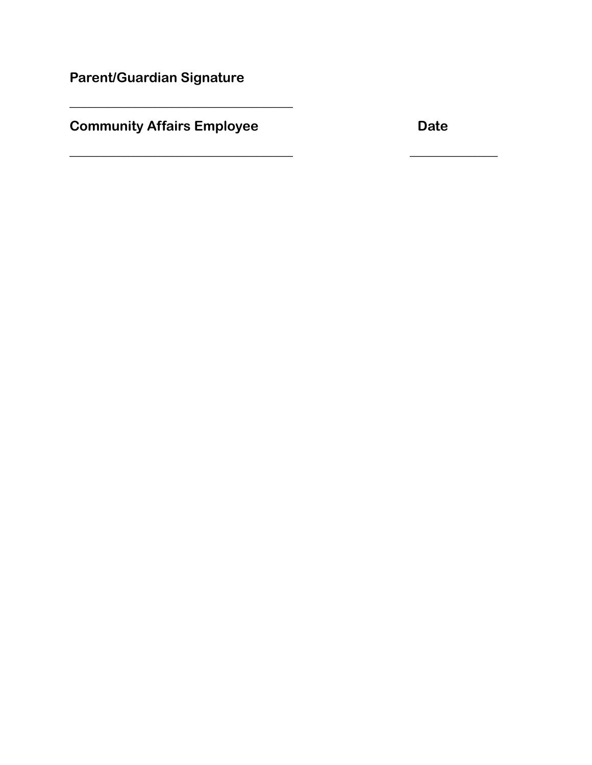**Parent/Guardian Signature**

\_\_\_\_\_\_\_\_\_\_\_\_\_\_\_\_\_\_\_\_\_\_\_\_\_\_\_\_\_\_\_\_\_\_\_\_

**Community Affairs Employee** **Date**

\_\_\_\_\_\_\_\_\_\_\_\_\_\_\_\_\_\_\_\_\_\_\_\_\_\_\_\_\_\_\_\_\_\_\_\_ \_\_\_\_\_\_\_\_\_\_\_\_\_\_